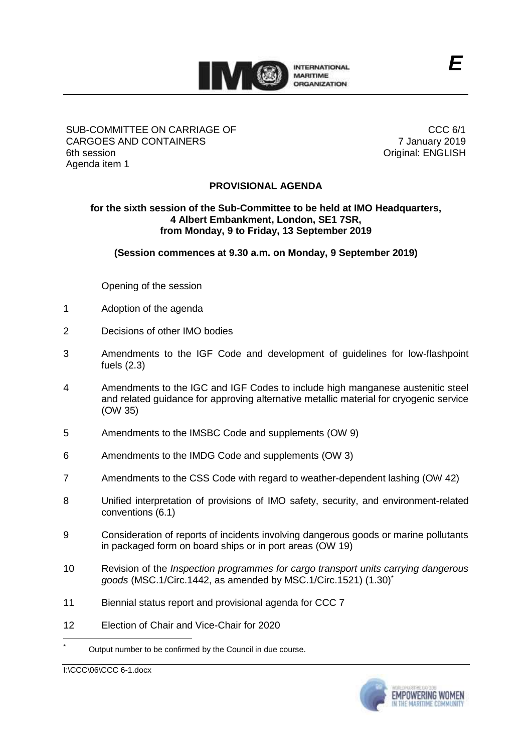SUB-COMMITTEE ON CARRIAGE OF CARGOES AND CONTAINERS
6th session
Agenda item 1

CCC 6/1
7 January 2019
Original: ENGLISH

# PROVISIONAL AGENDA

**for the sixth session of the Sub-Committee to be held at IMO Headquarters, 4 Albert Embankment, London, SE1 7SR, from Monday, 9 to Friday, 13 September 2019**

**(Session commences at 9.30 a.m. on Monday, 9 September 2019)**

Opening of the session

1 Adoption of the agenda

2 Decisions of other IMO bodies

3 Amendments to the IGF Code and development of guidelines for low-flashpoint fuels (2.3)

4 Amendments to the IGC and IGF Codes to include high manganese austenitic steel and related guidance for approving alternative metallic material for cryogenic service (OW 35)

5 Amendments to the IMSBC Code and supplements (OW 9)

6 Amendments to the IMDG Code and supplements (OW 3)

7 Amendments to the CSS Code with regard to weather-dependent lashing (OW 42)

8 Unified interpretation of provisions of IMO safety, security, and environment-related conventions (6.1)

9 Consideration of reports of incidents involving dangerous goods or marine pollutants in packaged form on board ships or in port areas (OW 19)

10 Revision of the *Inspection programmes for cargo transport units carrying dangerous goods* (MSC.1/Circ.1442, as amended by MSC.1/Circ.1521) (1.30)*

11 Biennial status report and provisional agenda for CCC 7

12 Election of Chair and Vice-Chair for 2020

---

\* Output number to be confirmed by the Council in due course.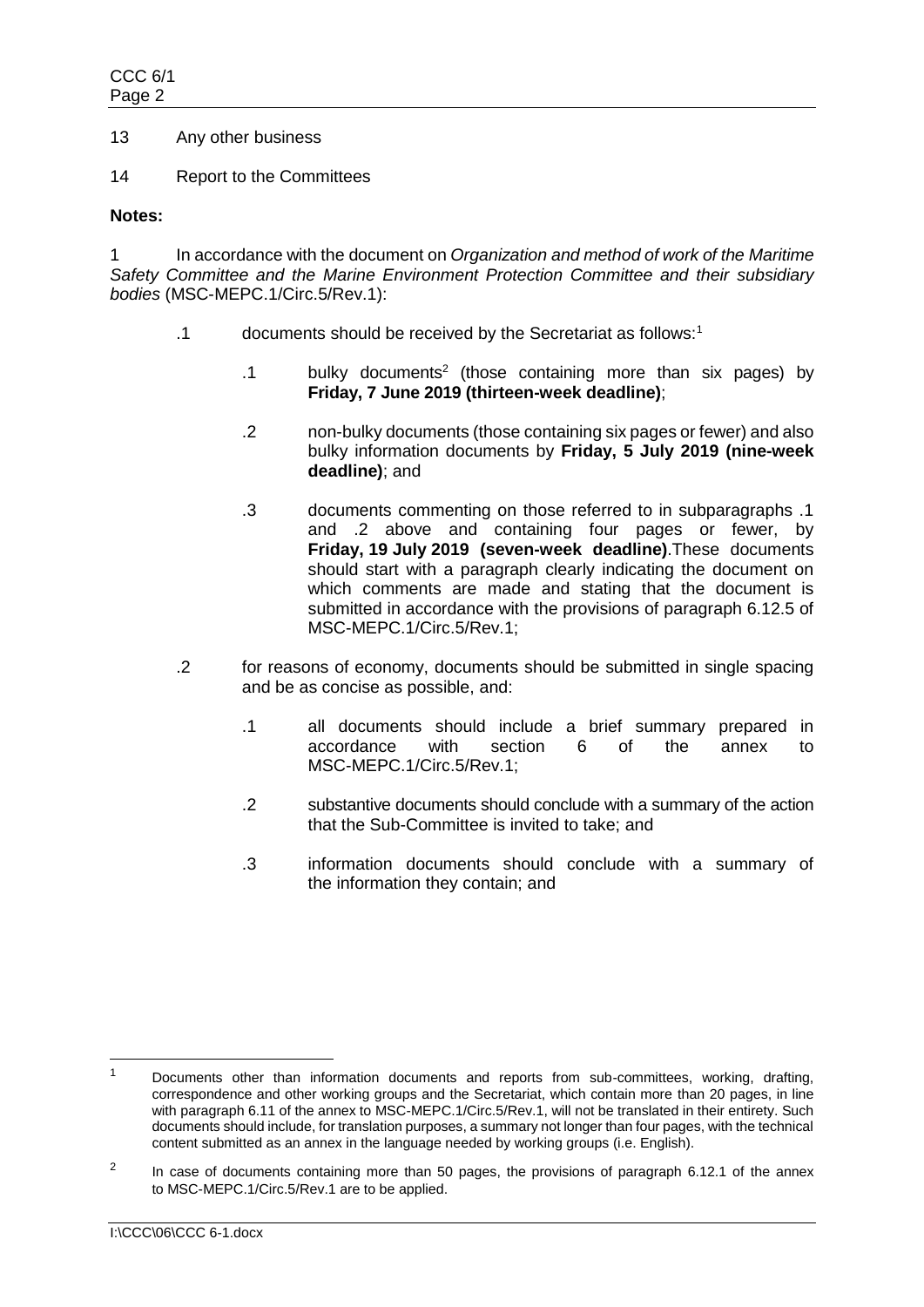13 Any other business

14 Report to the Committees

**Notes:**

1 In accordance with the document on *Organization and method of work of the Maritime Safety Committee and the Marine Environment Protection Committee and their subsidiary bodies* (MSC-MEPC.1/Circ.5/Rev.1):

- .1 documents should be received by the Secretariat as follows:[1]
  - .1 bulky documents[2] (those containing more than six pages) by **Friday, 7 June 2019 (thirteen-week deadline)**;
  - .2 non-bulky documents (those containing six pages or fewer) and also bulky information documents by **Friday, 5 July 2019 (nine-week deadline)**; and
  - .3 documents commenting on those referred to in subparagraphs .1 and .2 above and containing four pages or fewer, by **Friday, 19 July 2019 (seven-week deadline)**.These documents should start with a paragraph clearly indicating the document on which comments are made and stating that the document is submitted in accordance with the provisions of paragraph 6.12.5 of MSC-MEPC.1/Circ.5/Rev.1;
- .2 for reasons of economy, documents should be submitted in single spacing and be as concise as possible, and:
  - .1 all documents should include a brief summary prepared in accordance with section 6 of the annex to MSC-MEPC.1/Circ.5/Rev.1;
  - .2 substantive documents should conclude with a summary of the action that the Sub-Committee is invited to take; and
  - .3 information documents should conclude with a summary of the information they contain; and

---

[1] Documents other than information documents and reports from sub-committees, working, drafting, correspondence and other working groups and the Secretariat, which contain more than 20 pages, in line with paragraph 6.11 of the annex to MSC-MEPC.1/Circ.5/Rev.1, will not be translated in their entirety. Such documents should include, for translation purposes, a summary not longer than four pages, with the technical content submitted as an annex in the language needed by working groups (i.e. English).

[2] In case of documents containing more than 50 pages, the provisions of paragraph 6.12.1 of the annex to MSC-MEPC.1/Circ.5/Rev.1 are to be applied.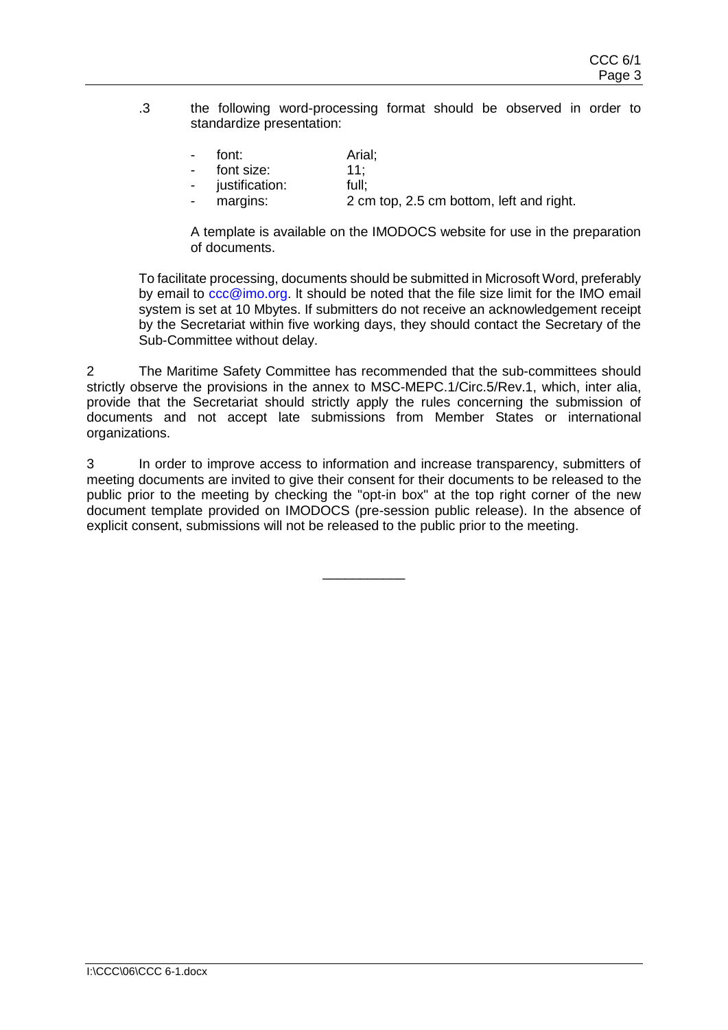.3 the following word-processing format should be observed in order to standardize presentation:

- font: Arial;
- font size: 11;
- justification: full;
- margins: 2 cm top, 2.5 cm bottom, left and right.

A template is available on the IMODOCS website for use in the preparation of documents.

To facilitate processing, documents should be submitted in Microsoft Word, preferably by email to ccc@imo.org. It should be noted that the file size limit for the IMO email system is set at 10 Mbytes. If submitters do not receive an acknowledgement receipt by the Secretariat within five working days, they should contact the Secretary of the Sub-Committee without delay.

2 The Maritime Safety Committee has recommended that the sub-committees should strictly observe the provisions in the annex to MSC-MEPC.1/Circ.5/Rev.1, which, inter alia, provide that the Secretariat should strictly apply the rules concerning the submission of documents and not accept late submissions from Member States or international organizations.

3 In order to improve access to information and increase transparency, submitters of meeting documents are invited to give their consent for their documents to be released to the public prior to the meeting by checking the "opt-in box" at the top right corner of the new document template provided on IMODOCS (pre-session public release). In the absence of explicit consent, submissions will not be released to the public prior to the meeting.

___________